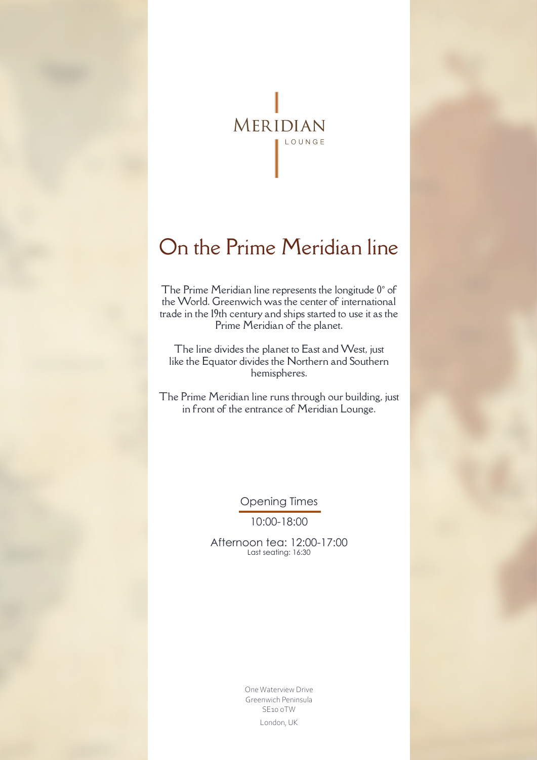MERIDIAN
LOUNGE

# On the Prime Meridian line

The Prime Meridian line represents the longitude 0° of the World. Greenwich was the center of international trade in the 19th century and ships started to use it as the Prime Meridian of the planet.

The line divides the planet to East and West, just like the Equator divides the Northern and Southern hemispheres.

The Prime Meridian line runs through our building, just in front of the entrance of Meridian Lounge.

## Opening Times

10:00-18:00

Afternoon tea: 12:00-17:00
Last seating: 16:30

One Waterview Drive
Greenwich Peninsula
SE10 0TW
London, UK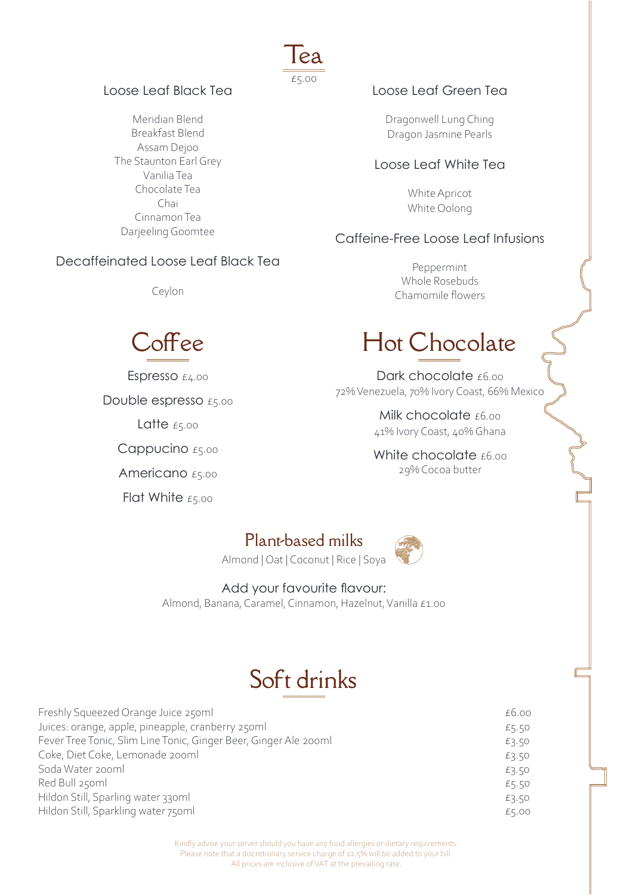# Tea

£5.00

## Loose Leaf Black Tea

Meridian Blend
Breakfast Blend
Assam Dejoo
The Staunton Earl Grey
Vanilia Tea
Chocolate Tea
Chai
Cinnamon Tea
Darjeeling Goomtee

## Decaffeinated Loose Leaf Black Tea

Ceylon

## Loose Leaf Green Tea

Dragonwell Lung Ching
Dragon Jasmine Pearls

## Loose Leaf White Tea

White Apricot
White Oolong

## Caffeine-Free Loose Leaf Infusions

Peppermint
Whole Rosebuds
Chamomile flowers

# Coffee

Espresso £4.00

Double espresso £5.00

Latte £5.00

Cappucino £5.00

Americano £5.00

Flat White £5.00

# Hot Chocolate

Dark chocolate £6.00
72% Venezuela, 70% Ivory Coast, 66% Mexico

Milk chocolate £6.00
41% Ivory Coast, 40% Ghana

White chocolate £6.00
29% Cocoa butter

## Plant-based milks

Almond | Oat | Coconut | Rice | Soya

Add your favourite flavour:
Almond, Banana, Caramel, Cinnamon, Hazelnut, Vanilla £1.00

# Soft drinks

| | |
|---|---|
| Freshly Squeezed Orange Juice 250ml | £6.00 |
| Juices: orange, apple, pineapple, cranberry 250ml | £5.50 |
| Fever Tree Tonic, Slim Line Tonic, Ginger Beer, Ginger Ale 200ml | £3.50 |
| Coke, Diet Coke, Lemonade 200ml | £3.50 |
| Soda Water 200ml | £3.50 |
| Red Bull 250ml | £5.50 |
| Hildon Still, Sparling water 330ml | £3.50 |
| Hildon Still, Sparkling water 750ml | £5.00 |

Kindly advise your server should you have any food allergies or dietary requirements.
Please note that a discretionary service charge of 12.5% will be added to your bill.
All prices are inclusive of VAT at the prevailing rate.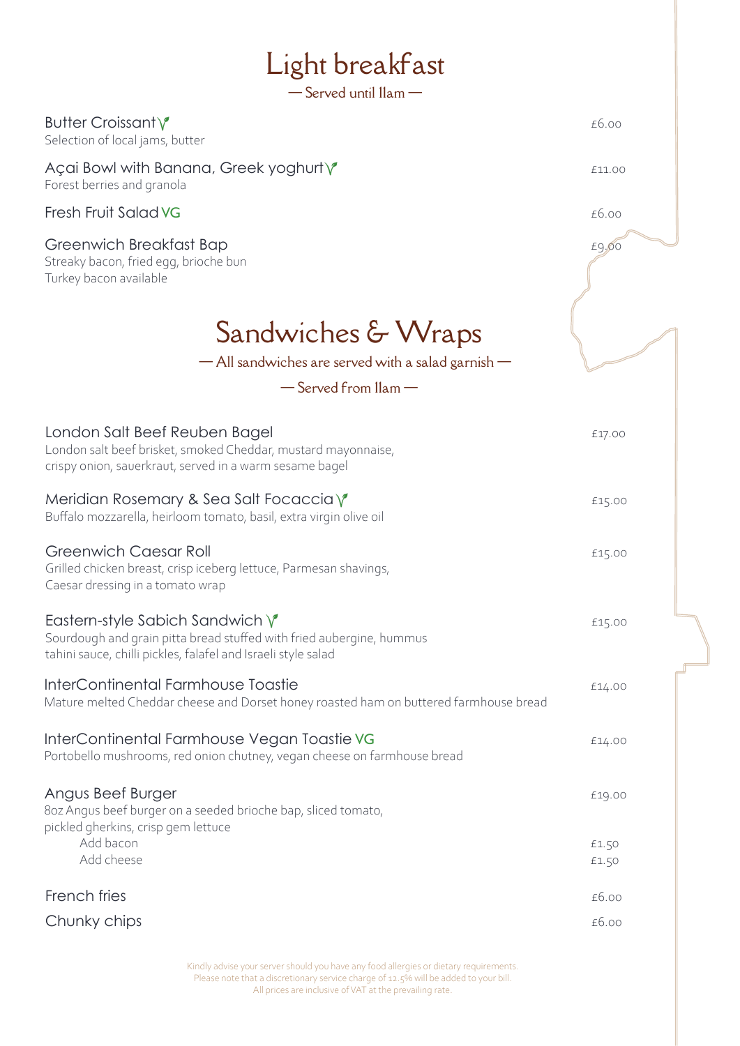# Light breakfast

— Served until 11am —

**Butter Croissant** V
Selection of local jams, butter — £6.00

**Açai Bowl with Banana, Greek yoghurt** V
Forest berries and granola — £11.00

**Fresh Fruit Salad** VG — £6.00

**Greenwich Breakfast Bap**
Streaky bacon, fried egg, brioche bun
Turkey bacon available — £9.00

# Sandwiches & Wraps

— All sandwiches are served with a salad garnish —

— Served from 11am —

**London Salt Beef Reuben Bagel**
London salt beef brisket, smoked Cheddar, mustard mayonnaise, crispy onion, sauerkraut, served in a warm sesame bagel — £17.00

**Meridian Rosemary & Sea Salt Focaccia** V
Buffalo mozzarella, heirloom tomato, basil, extra virgin olive oil — £15.00

**Greenwich Caesar Roll**
Grilled chicken breast, crisp iceberg lettuce, Parmesan shavings, Caesar dressing in a tomato wrap — £15.00

**Eastern-style Sabich Sandwich** V
Sourdough and grain pitta bread stuffed with fried aubergine, hummus tahini sauce, chilli pickles, falafel and Israeli style salad — £15.00

**InterContinental Farmhouse Toastie**
Mature melted Cheddar cheese and Dorset honey roasted ham on buttered farmhouse bread — £14.00

**InterContinental Farmhouse Vegan Toastie** VG
Portobello mushrooms, red onion chutney, vegan cheese on farmhouse bread — £14.00

**Angus Beef Burger**
8oz Angus beef burger on a seeded brioche bap, sliced tomato, pickled gherkins, crisp gem lettuce — £19.00
- Add bacon — £1.50
- Add cheese — £1.50

**French fries** — £6.00

**Chunky chips** — £6.00

Kindly advise your server should you have any food allergies or dietary requirements.
Please note that a discretionary service charge of 12.5% will be added to your bill.
All prices are inclusive of VAT at the prevailing rate.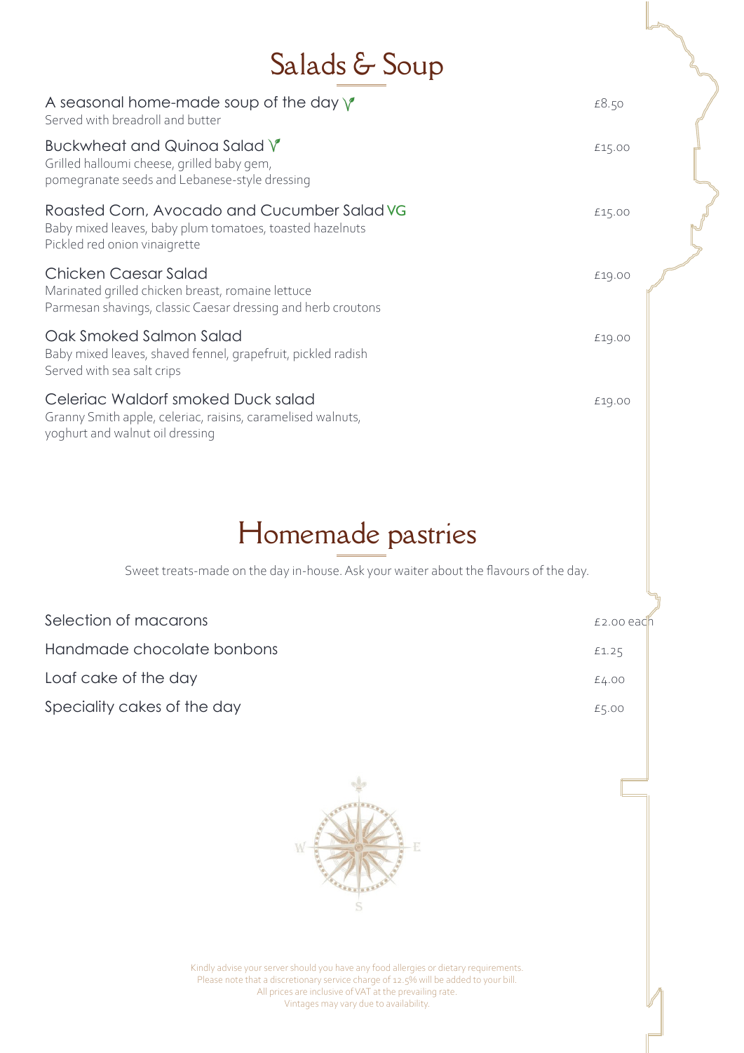# Salads & Soup

**A seasonal home-made soup of the day** V — £8.50
Served with breadroll and butter

**Buckwheat and Quinoa Salad** V — £15.00
Grilled halloumi cheese, grilled baby gem,
pomegranate seeds and Lebanese-style dressing

**Roasted Corn, Avocado and Cucumber Salad** VG — £15.00
Baby mixed leaves, baby plum tomatoes, toasted hazelnuts
Pickled red onion vinaigrette

**Chicken Caesar Salad** — £19.00
Marinated grilled chicken breast, romaine lettuce
Parmesan shavings, classic Caesar dressing and herb croutons

**Oak Smoked Salmon Salad** — £19.00
Baby mixed leaves, shaved fennel, grapefruit, pickled radish
Served with sea salt crips

**Celeriac Waldorf smoked Duck salad** — £19.00
Granny Smith apple, celeriac, raisins, caramelised walnuts,
yoghurt and walnut oil dressing

# Homemade pastries

Sweet treats-made on the day in-house. Ask your waiter about the flavours of the day.

| Item | Price |
| --- | --- |
| Selection of macarons | £2.00 each |
| Handmade chocolate bonbons | £1.25 |
| Loaf cake of the day | £4.00 |
| Speciality cakes of the day | £5.00 |

Kindly advise your server should you have any food allergies or dietary requirements.
Please note that a discretionary service charge of 12.5% will be added to your bill.
All prices are inclusive of VAT at the prevailing rate.
Vintages may vary due to availability.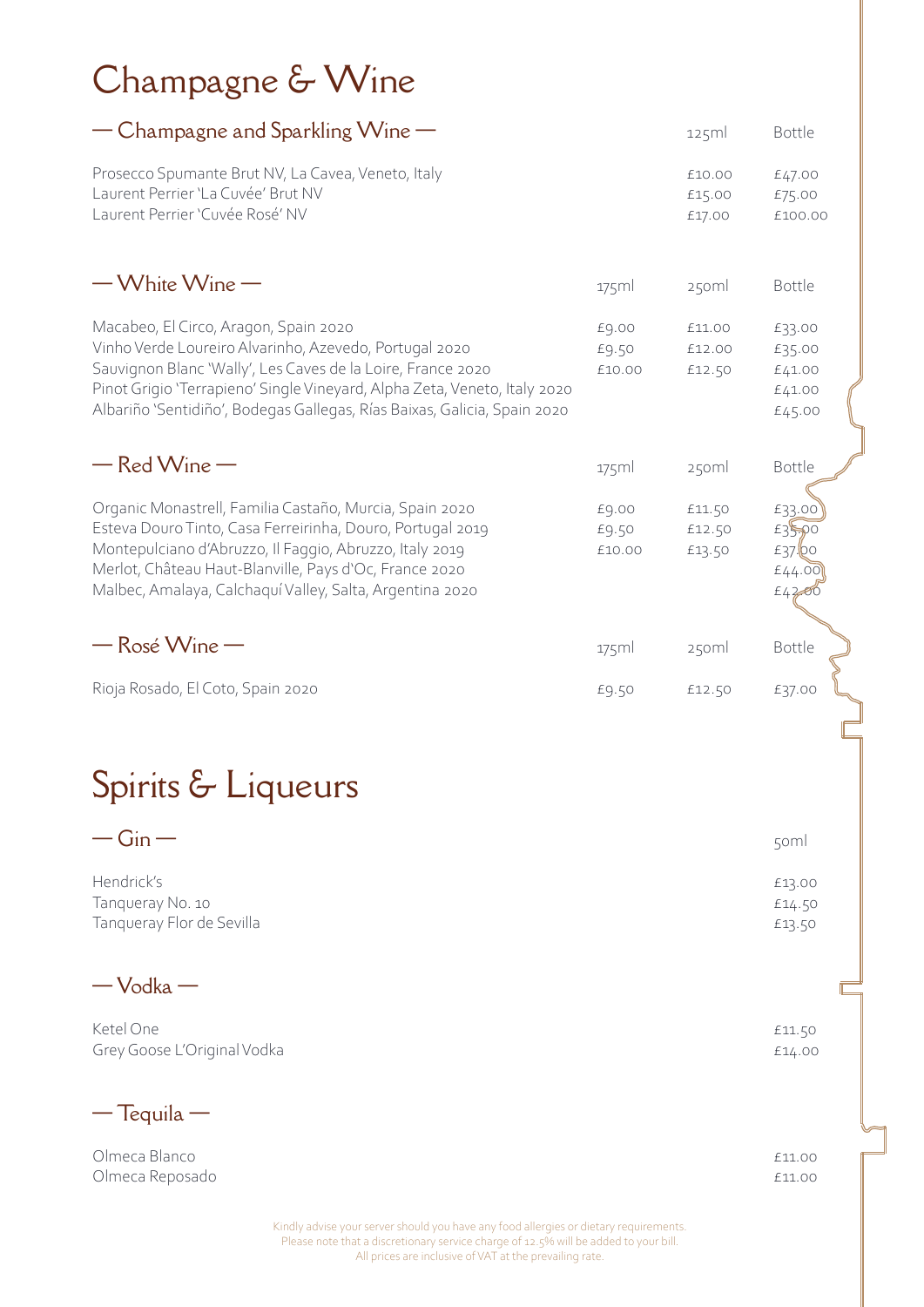# Champagne & Wine

## — Champagne and Sparkling Wine —

| | 125ml | Bottle |
|---|---|---|
| Prosecco Spumante Brut NV, La Cavea, Veneto, Italy | £10.00 | £47.00 |
| Laurent Perrier 'La Cuvée' Brut NV | £15.00 | £75.00 |
| Laurent Perrier 'Cuvée Rosé' NV | £17.00 | £100.00 |

## — White Wine —

| | 175ml | 250ml | Bottle |
|---|---|---|---|
| Macabeo, El Circo, Aragon, Spain 2020 | £9.00 | £11.00 | £33.00 |
| Vinho Verde Loureiro Alvarinho, Azevedo, Portugal 2020 | £9.50 | £12.00 | £35.00 |
| Sauvignon Blanc 'Wally', Les Caves de la Loire, France 2020 | £10.00 | £12.50 | £41.00 |
| Pinot Grigio 'Terrapieno' Single Vineyard, Alpha Zeta, Veneto, Italy 2020 | | | £41.00 |
| Albariño 'Sentidiño', Bodegas Gallegas, Rías Baixas, Galicia, Spain 2020 | | | £45.00 |

## — Red Wine —

| | 175ml | 250ml | Bottle |
|---|---|---|---|
| Organic Monastrell, Familia Castaño, Murcia, Spain 2020 | £9.00 | £11.50 | £33.00 |
| Esteva Douro Tinto, Casa Ferreirinha, Douro, Portugal 2019 | £9.50 | £12.50 | £35.00 |
| Montepulciano d'Abruzzo, Il Faggio, Abruzzo, Italy 2019 | £10.00 | £13.50 | £37.00 |
| Merlot, Château Haut-Blanville, Pays d'Oc, France 2020 | | | £44.00 |
| Malbec, Amalaya, Calchaquí Valley, Salta, Argentina 2020 | | | £42.00 |

## — Rosé Wine —

| | 175ml | 250ml | Bottle |
|---|---|---|---|
| Rioja Rosado, El Coto, Spain 2020 | £9.50 | £12.50 | £37.00 |

# Spirits & Liqueurs

## — Gin —

| | 50ml |
|---|---|
| Hendrick's | £13.00 |
| Tanqueray No. 10 | £14.50 |
| Tanqueray Flor de Sevilla | £13.50 |

## — Vodka —

| | |
|---|---|
| Ketel One | £11.50 |
| Grey Goose L'Original Vodka | £14.00 |

## — Tequila —

| | |
|---|---|
| Olmeca Blanco | £11.00 |
| Olmeca Reposado | £11.00 |

Kindly advise your server should you have any food allergies or dietary requirements.
Please note that a discretionary service charge of 12.5% will be added to your bill.
All prices are inclusive of VAT at the prevailing rate.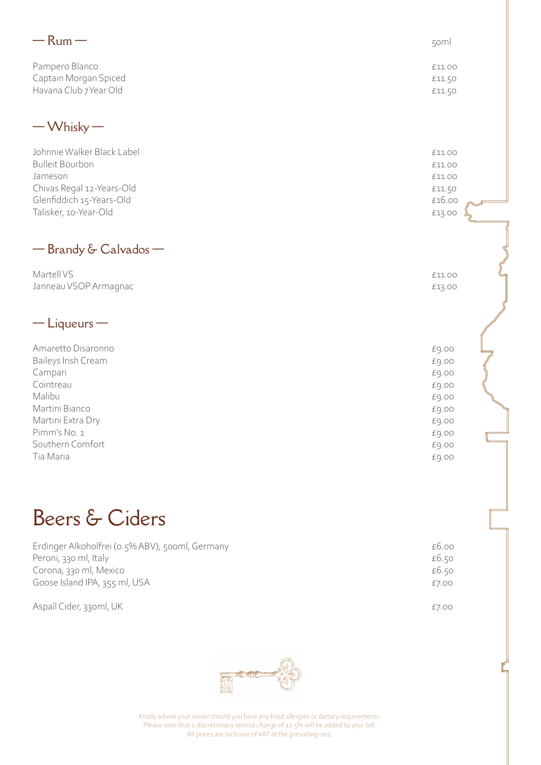## — Rum —

| | 50ml |
|---|---|
| Pampero Blanco | £11.00 |
| Captain Morgan Spiced | £11.50 |
| Havana Club 7 Year Old | £11.50 |

## — Whisky —

| | |
|---|---|
| Johnnie Walker Black Label | £11.00 |
| Bulleit Bourbon | £11.00 |
| Jameson | £11.00 |
| Chivas Regal 12-Years-Old | £11.50 |
| Glenfiddich 15-Years-Old | £16.00 |
| Talisker, 10-Year-Old | £13.00 |

## — Brandy & Calvados —

| | |
|---|---|
| Martell VS | £11.00 |
| Janneau VSOP Armagnac | £13.00 |

## — Liqueurs —

| | |
|---|---|
| Amaretto Disaronno | £9.00 |
| Baileys Irish Cream | £9.00 |
| Campari | £9.00 |
| Cointreau | £9.00 |
| Malibu | £9.00 |
| Martini Bianco | £9.00 |
| Martini Extra Dry | £9.00 |
| Pimm's No. 1 | £9.00 |
| Southern Comfort | £9.00 |
| Tia Maria | £9.00 |

# Beers & Ciders

| | |
|---|---|
| Erdinger Alkoholfrei (0.5% ABV), 500ml, Germany | £6.00 |
| Peroni, 330 ml, Italy | £6.50 |
| Corona, 330 ml, Mexico | £6.50 |
| Goose Island IPA, 355 ml, USA | £7.00 |
| Aspall Cider, 330ml, UK | £7.00 |

Kindly advise your server should you have any food allergies or dietary requirements.
Please note that a discretionary service charge of 12.5% will be added to your bill.
All prices are inclusive of VAT at the prevailing rate.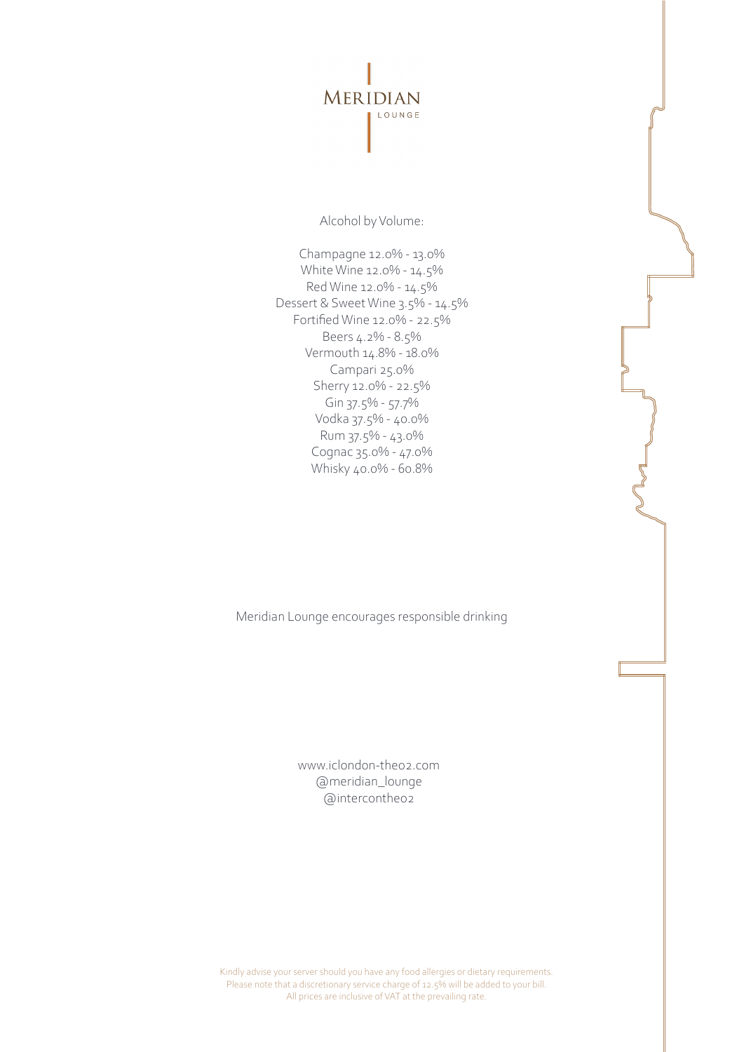# MERIDIAN
LOUNGE

Alcohol by Volume:

Champagne 12.0% - 13.0%
White Wine 12.0% - 14.5%
Red Wine 12.0% - 14.5%
Dessert & Sweet Wine 3.5% - 14.5%
Fortified Wine 12.0% - 22.5%
Beers 4.2% - 8.5%
Vermouth 14.8% - 18.0%
Campari 25.0%
Sherry 12.0% - 22.5%
Gin 37.5% - 57.7%
Vodka 37.5% - 40.0%
Rum 37.5% - 43.0%
Cognac 35.0% - 47.0%
Whisky 40.0% - 60.8%

Meridian Lounge encourages responsible drinking

www.iclondon-theo2.com
@meridian_lounge
@intercontheo2

Kindly advise your server should you have any food allergies or dietary requirements.
Please note that a discretionary service charge of 12.5% will be added to your bill.
All prices are inclusive of VAT at the prevailing rate.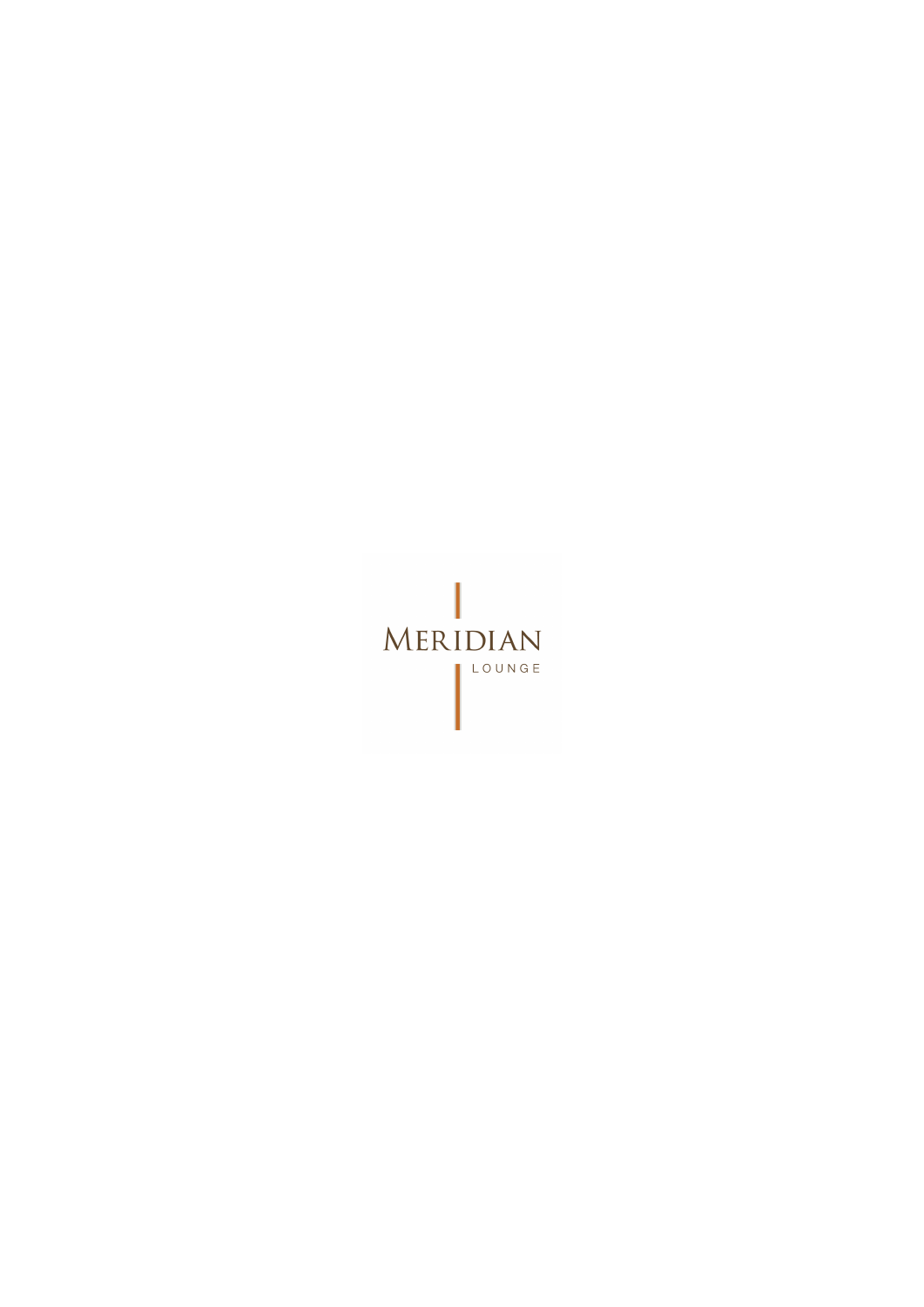MERIDIAN

LOUNGE